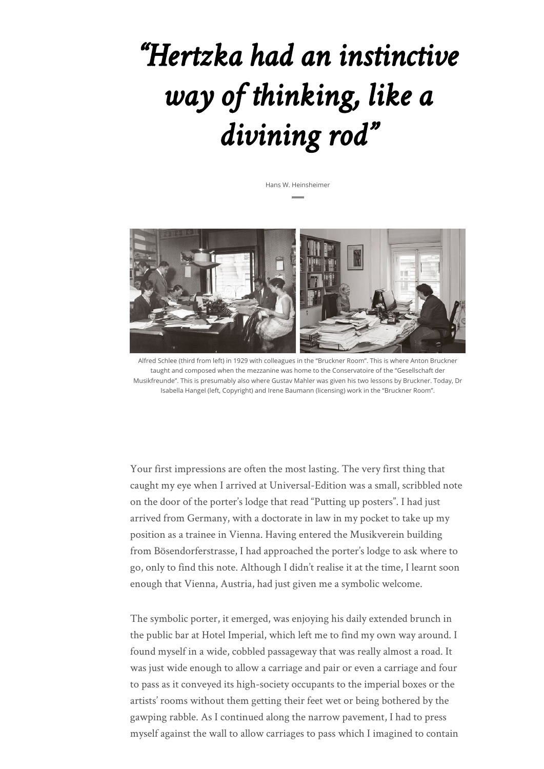# *"Hertzka had an instinctive way of thinking, like a divining rod"*

Hans W. Heinsheimer

Alfred Schlee (third from left) in 1929 with colleagues in the "Bruckner Room". This is where Anton Bruckner taught and composed when the mezzanine was home to the Conservatoire of the "Gesellschaft der Musikfreunde". This is presumably also where Gustav Mahler was given his two lessons by Bruckner. Today, Dr Isabella Hangel (left, Copyright) and Irene Baumann (licensing) work in the "Bruckner Room".

Your first impressions are often the most lasting. The very first thing that caught my eye when I arrived at Universal-Edition was a small, scribbled note on the door of the porter's lodge that read "Putting up posters". I had just arrived from Germany, with a doctorate in law in my pocket to take up my position as a trainee in Vienna. Having entered the Musikverein building from Bösendorferstrasse, I had approached the porter's lodge to ask where to go, only to find this note. Although I didn't realise it at the time, I learnt soon enough that Vienna, Austria, had just given me a symbolic welcome.

The symbolic porter, it emerged, was enjoying his daily extended brunch in the public bar at Hotel Imperial, which left me to find my own way around. I found myself in a wide, cobbled passageway that was really almost a road. It was just wide enough to allow a carriage and pair or even a carriage and four to pass as it conveyed its high-society occupants to the imperial boxes or the artists' rooms without them getting their feet wet or being bothered by the gawping rabble. As I continued along the narrow pavement, I had to press myself against the wall to allow carriages to pass which I imagined to contain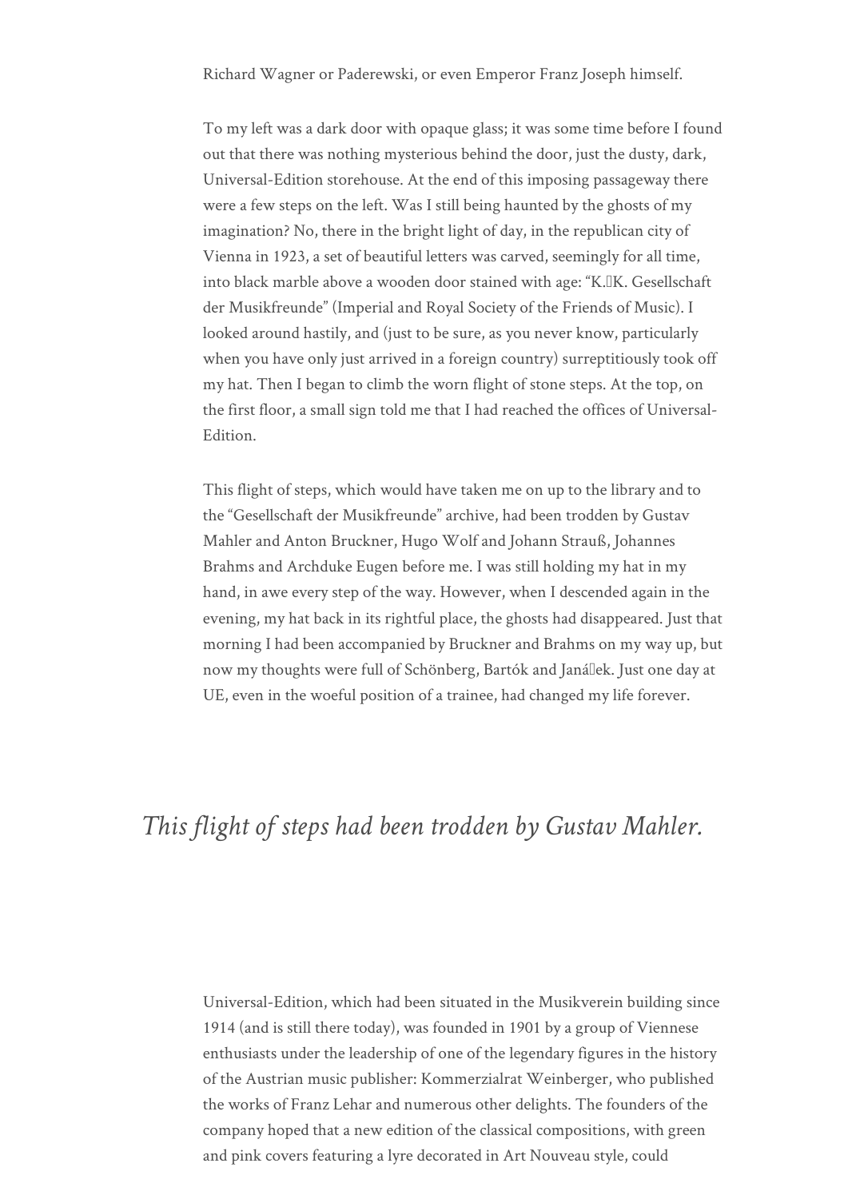Richard Wagner or Paderewski, or even Emperor Franz Joseph himself.

To my left was a dark door with opaque glass; it was some time before I found out that there was nothing mysterious behind the door, just the dusty, dark, Universal-Edition storehouse. At the end of this imposing passageway there were a few steps on the left. Was I still being haunted by the ghosts of my imagination? No, there in the bright light of day, in the republican city of Vienna in 1923, a set of beautiful letters was carved, seemingly for all time, into black marble above a wooden door stained with age: "K. K. Gesellschaft der Musikfreunde" (Imperial and Royal Society of the Friends of Music). I looked around hastily, and (just to be sure, as you never know, particularly when you have only just arrived in a foreign country) surreptitiously took off my hat. Then I began to climb the worn flight of stone steps. At the top, on the first floor, a small sign told me that I had reached the offices of Universal-Edition.

This flight of steps, which would have taken me on up to the library and to the "Gesellschaft der Musikfreunde" archive, had been trodden by Gustav Mahler and Anton Bruckner, Hugo Wolf and Johann Strauß, Johannes Brahms and Archduke Eugen before me. I was still holding my hat in my hand, in awe every step of the way. However, when I descended again in the evening, my hat back in its rightful place, the ghosts had disappeared. Just that morning I had been accompanied by Bruckner and Brahms on my way up, but now my thoughts were full of Schönberg, Bartók and Janáček. Just one day at UE, even in the woeful position of a trainee, had changed my life forever.

*This flight of steps had been trodden by Gustav Mahler.*

Universal-Edition, which had been situated in the Musikverein building since 1914 (and is still there today), was founded in 1901 by a group of Viennese enthusiasts under the leadership of one of the legendary figures in the history of the Austrian music publisher: Kommerzialrat Weinberger, who published the works of Franz Lehar and numerous other delights. The founders of the company hoped that a new edition of the classical compositions, with green and pink covers featuring a lyre decorated in Art Nouveau style, could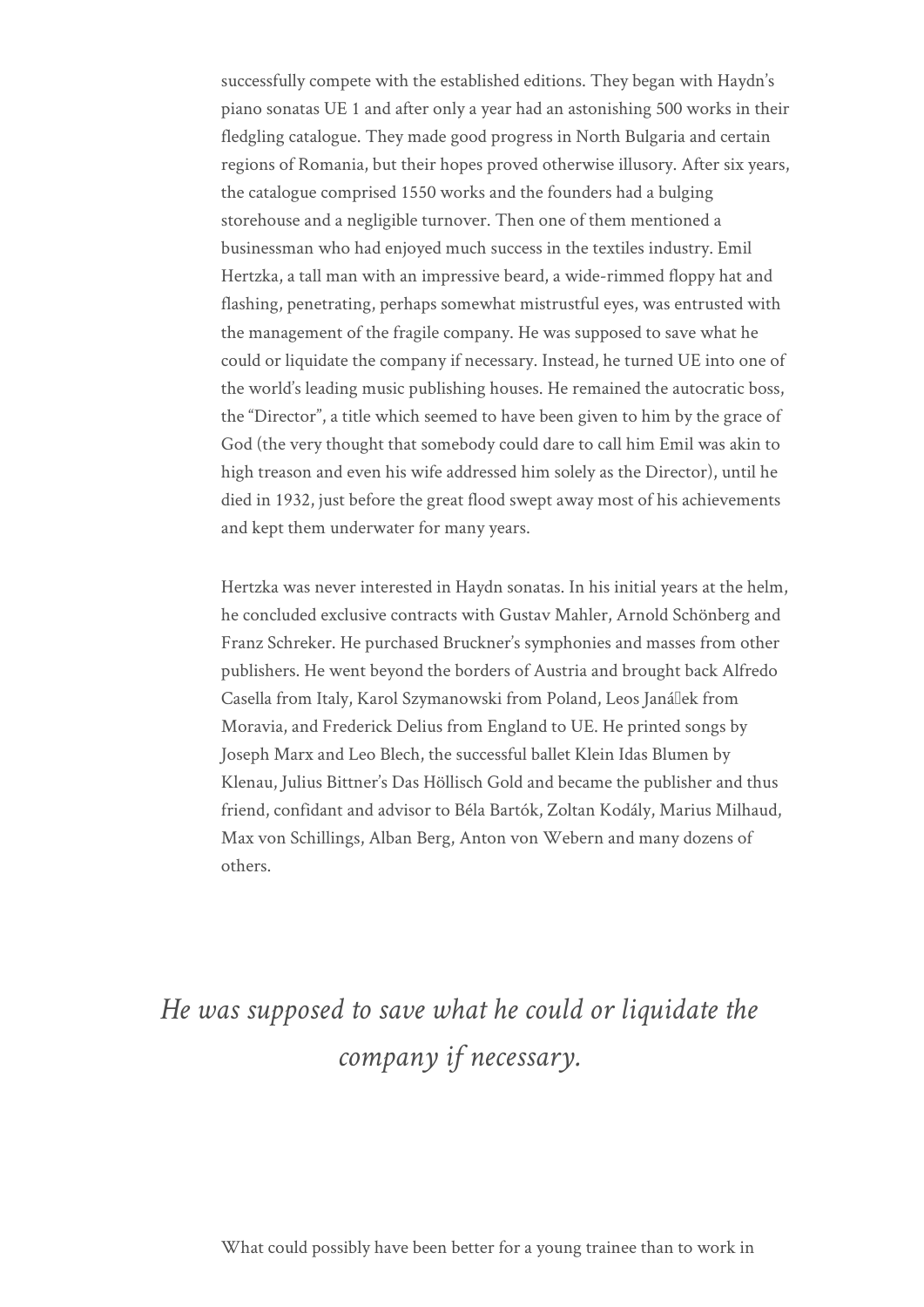successfully compete with the established editions. They began with Haydn's piano sonatas UE 1 and after only a year had an astonishing 500 works in their fledgling catalogue. They made good progress in North Bulgaria and certain regions of Romania, but their hopes proved otherwise illusory. After six years, the catalogue comprised 1550 works and the founders had a bulging storehouse and a negligible turnover. Then one of them mentioned a businessman who had enjoyed much success in the textiles industry. Emil Hertzka, a tall man with an impressive beard, a wide-rimmed floppy hat and flashing, penetrating, perhaps somewhat mistrustful eyes, was entrusted with the management of the fragile company. He was supposed to save what he could or liquidate the company if necessary. Instead, he turned UE into one of the world's leading music publishing houses. He remained the autocratic boss, the "Director", a title which seemed to have been given to him by the grace of God (the very thought that somebody could dare to call him Emil was akin to high treason and even his wife addressed him solely as the Director), until he died in 1932, just before the great flood swept away most of his achievements and kept them underwater for many years.

Hertzka was never interested in Haydn sonatas. In his initial years at the helm, he concluded exclusive contracts with Gustav Mahler, Arnold Schönberg and Franz Schreker. He purchased Bruckner's symphonies and masses from other publishers. He went beyond the borders of Austria and brought back Alfredo Casella from Italy, Karol Szymanowski from Poland, Leos Janáček from Moravia, and Frederick Delius from England to UE. He printed songs by Joseph Marx and Leo Blech, the successful ballet Klein Idas Blumen by Klenau, Julius Bittner's Das Höllisch Gold and became the publisher and thus friend, confidant and advisor to Béla Bartók, Zoltan Kodály, Marius Milhaud, Max von Schillings, Alban Berg, Anton von Webern and many dozens of others.

*He was supposed to save what he could or liquidate the company if necessary.*

What could possibly have been better for a young trainee than to work in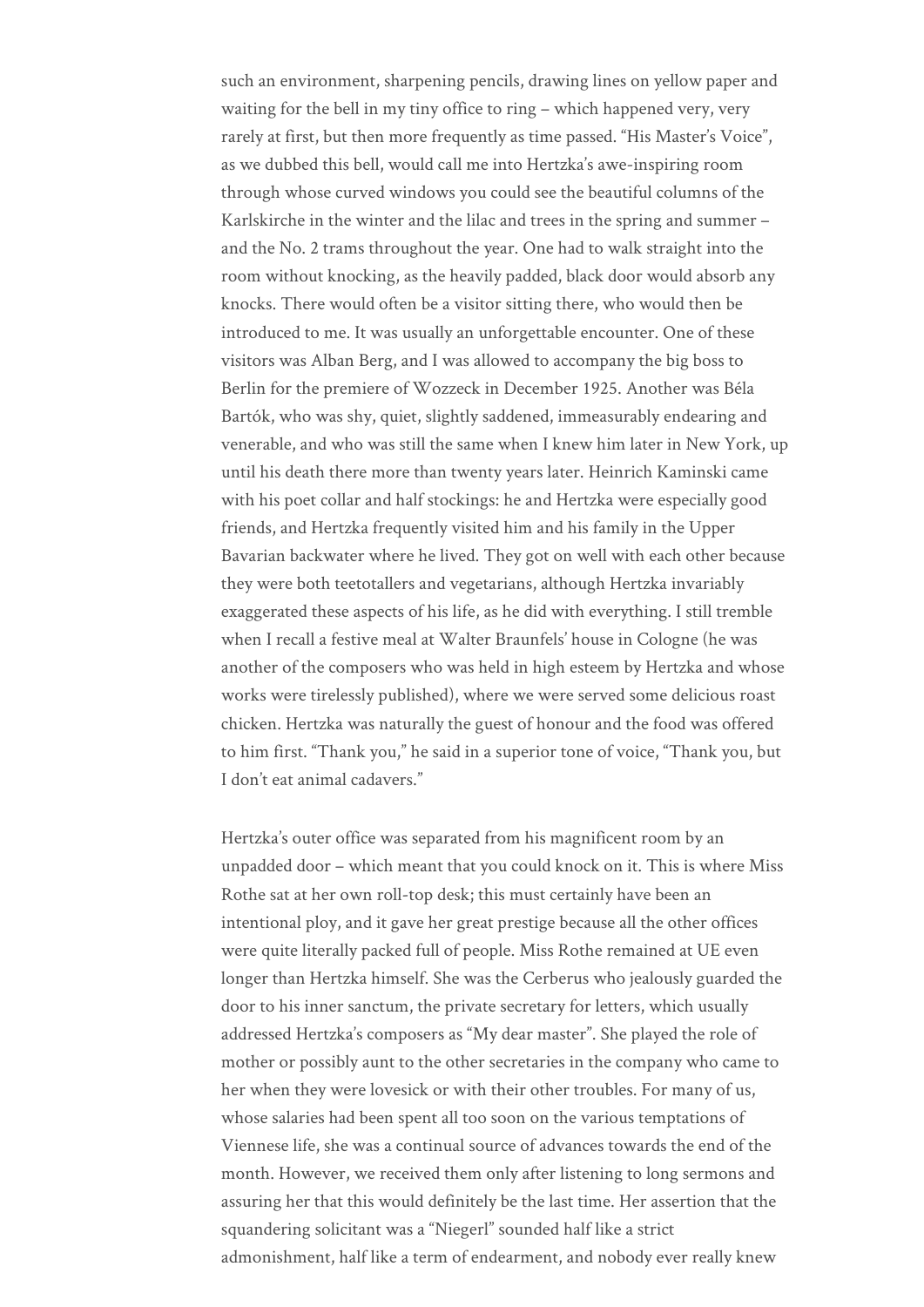such an environment, sharpening pencils, drawing lines on yellow paper and waiting for the bell in my tiny office to ring – which happened very, very rarely at first, but then more frequently as time passed. "His Master's Voice", as we dubbed this bell, would call me into Hertzka's awe-inspiring room through whose curved windows you could see the beautiful columns of the Karlskirche in the winter and the lilac and trees in the spring and summer – and the No. 2 trams throughout the year. One had to walk straight into the room without knocking, as the heavily padded, black door would absorb any knocks. There would often be a visitor sitting there, who would then be introduced to me. It was usually an unforgettable encounter. One of these visitors was Alban Berg, and I was allowed to accompany the big boss to Berlin for the premiere of Wozzeck in December 1925. Another was Béla Bartók, who was shy, quiet, slightly saddened, immeasurably endearing and venerable, and who was still the same when I knew him later in New York, up until his death there more than twenty years later. Heinrich Kaminski came with his poet collar and half stockings: he and Hertzka were especially good friends, and Hertzka frequently visited him and his family in the Upper Bavarian backwater where he lived. They got on well with each other because they were both teetotallers and vegetarians, although Hertzka invariably exaggerated these aspects of his life, as he did with everything. I still tremble when I recall a festive meal at Walter Braunfels' house in Cologne (he was another of the composers who was held in high esteem by Hertzka and whose works were tirelessly published), where we were served some delicious roast chicken. Hertzka was naturally the guest of honour and the food was offered to him first. "Thank you," he said in a superior tone of voice, "Thank you, but I don't eat animal cadavers."

Hertzka's outer office was separated from his magnificent room by an unpadded door – which meant that you could knock on it. This is where Miss Rothe sat at her own roll-top desk; this must certainly have been an intentional ploy, and it gave her great prestige because all the other offices were quite literally packed full of people. Miss Rothe remained at UE even longer than Hertzka himself. She was the Cerberus who jealously guarded the door to his inner sanctum, the private secretary for letters, which usually addressed Hertzka's composers as "My dear master". She played the role of mother or possibly aunt to the other secretaries in the company who came to her when they were lovesick or with their other troubles. For many of us, whose salaries had been spent all too soon on the various temptations of Viennese life, she was a continual source of advances towards the end of the month. However, we received them only after listening to long sermons and assuring her that this would definitely be the last time. Her assertion that the squandering solicitant was a "Niegerl" sounded half like a strict admonishment, half like a term of endearment, and nobody ever really knew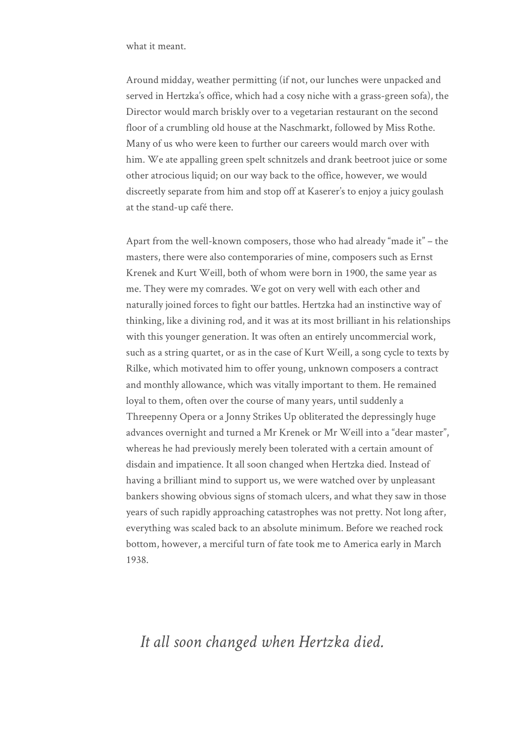what it meant.

Around midday, weather permitting (if not, our lunches were unpacked and served in Hertzka's office, which had a cosy niche with a grass-green sofa), the Director would march briskly over to a vegetarian restaurant on the second floor of a crumbling old house at the Naschmarkt, followed by Miss Rothe. Many of us who were keen to further our careers would march over with him. We ate appalling green spelt schnitzels and drank beetroot juice or some other atrocious liquid; on our way back to the office, however, we would discreetly separate from him and stop off at Kaserer's to enjoy a juicy goulash at the stand-up café there.

Apart from the well-known composers, those who had already "made it" – the masters, there were also contemporaries of mine, composers such as Ernst Krenek and Kurt Weill, both of whom were born in 1900, the same year as me. They were my comrades. We got on very well with each other and naturally joined forces to fight our battles. Hertzka had an instinctive way of thinking, like a divining rod, and it was at its most brilliant in his relationships with this younger generation. It was often an entirely uncommercial work, such as a string quartet, or as in the case of Kurt Weill, a song cycle to texts by Rilke, which motivated him to offer young, unknown composers a contract and monthly allowance, which was vitally important to them. He remained loyal to them, often over the course of many years, until suddenly a Threepenny Opera or a Jonny Strikes Up obliterated the depressingly huge advances overnight and turned a Mr Krenek or Mr Weill into a "dear master", whereas he had previously merely been tolerated with a certain amount of disdain and impatience. It all soon changed when Hertzka died. Instead of having a brilliant mind to support us, we were watched over by unpleasant bankers showing obvious signs of stomach ulcers, and what they saw in those years of such rapidly approaching catastrophes was not pretty. Not long after, everything was scaled back to an absolute minimum. Before we reached rock bottom, however, a merciful turn of fate took me to America early in March 1938.

*It all soon changed when Hertzka died.*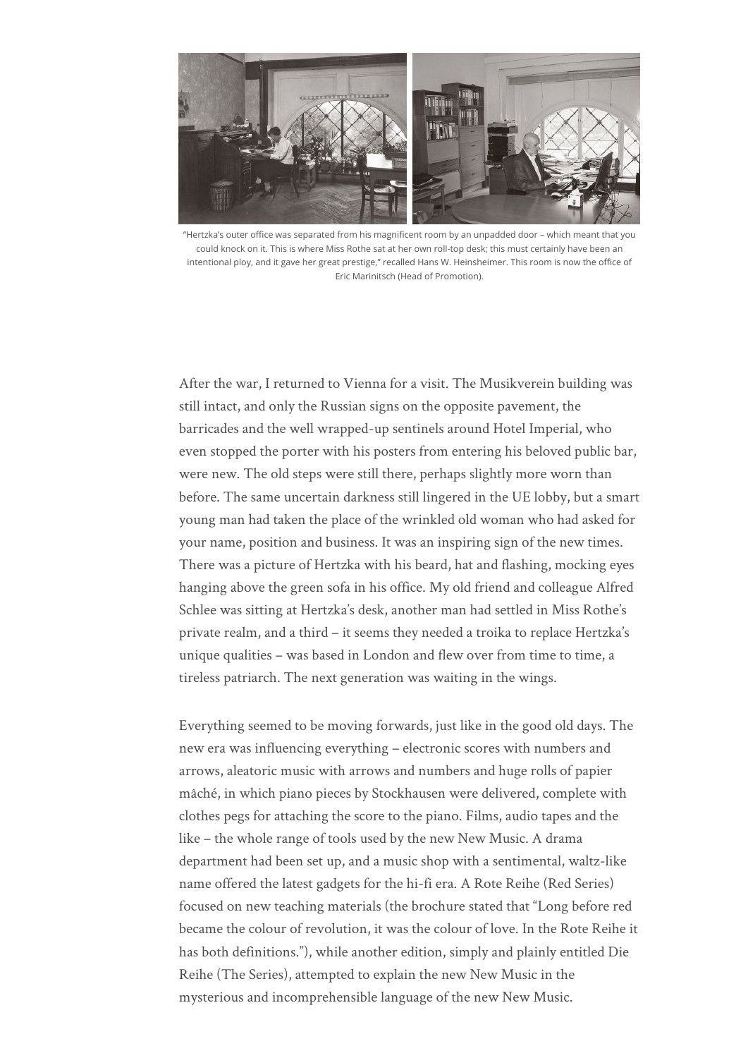"Hertzka's outer office was separated from his magnificent room by an unpadded door – which meant that you could knock on it. This is where Miss Rothe sat at her own roll-top desk; this must certainly have been an intentional ploy, and it gave her great prestige," recalled Hans W. Heinsheimer. This room is now the office of Eric Marinitsch (Head of Promotion).

After the war, I returned to Vienna for a visit. The Musikverein building was still intact, and only the Russian signs on the opposite pavement, the barricades and the well wrapped-up sentinels around Hotel Imperial, who even stopped the porter with his posters from entering his beloved public bar, were new. The old steps were still there, perhaps slightly more worn than before. The same uncertain darkness still lingered in the UE lobby, but a smart young man had taken the place of the wrinkled old woman who had asked for your name, position and business. It was an inspiring sign of the new times. There was a picture of Hertzka with his beard, hat and flashing, mocking eyes hanging above the green sofa in his office. My old friend and colleague Alfred Schlee was sitting at Hertzka's desk, another man had settled in Miss Rothe's private realm, and a third – it seems they needed a troika to replace Hertzka's unique qualities – was based in London and flew over from time to time, a tireless patriarch. The next generation was waiting in the wings.

Everything seemed to be moving forwards, just like in the good old days. The new era was influencing everything – electronic scores with numbers and arrows, aleatoric music with arrows and numbers and huge rolls of papier mâché, in which piano pieces by Stockhausen were delivered, complete with clothes pegs for attaching the score to the piano. Films, audio tapes and the like – the whole range of tools used by the new New Music. A drama department had been set up, and a music shop with a sentimental, waltz-like name offered the latest gadgets for the hi-fi era. A Rote Reihe (Red Series) focused on new teaching materials (the brochure stated that "Long before red became the colour of revolution, it was the colour of love. In the Rote Reihe it has both definitions."), while another edition, simply and plainly entitled Die Reihe (The Series), attempted to explain the new New Music in the mysterious and incomprehensible language of the new New Music.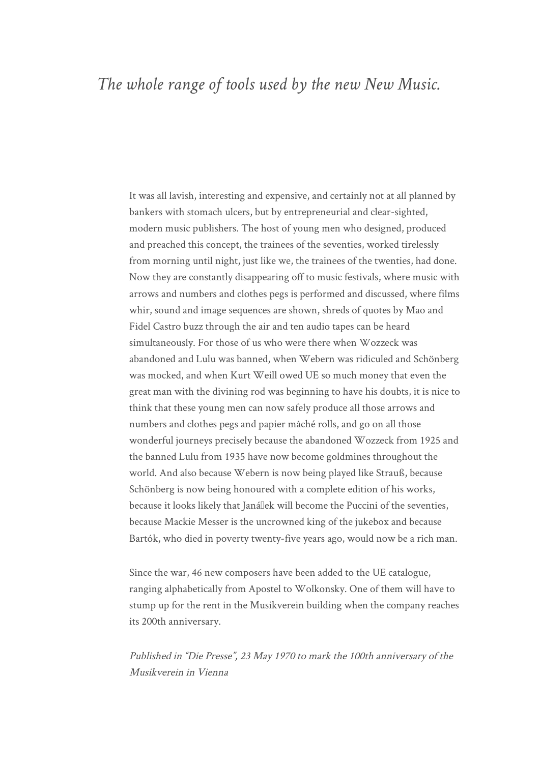*The whole range of tools used by the new New Music.*

It was all lavish, interesting and expensive, and certainly not at all planned by bankers with stomach ulcers, but by entrepreneurial and clear-sighted, modern music publishers. The host of young men who designed, produced and preached this concept, the trainees of the seventies, worked tirelessly from morning until night, just like we, the trainees of the twenties, had done. Now they are constantly disappearing off to music festivals, where music with arrows and numbers and clothes pegs is performed and discussed, where films whir, sound and image sequences are shown, shreds of quotes by Mao and Fidel Castro buzz through the air and ten audio tapes can be heard simultaneously. For those of us who were there when Wozzeck was abandoned and Lulu was banned, when Webern was ridiculed and Schönberg was mocked, and when Kurt Weill owed UE so much money that even the great man with the divining rod was beginning to have his doubts, it is nice to think that these young men can now safely produce all those arrows and numbers and clothes pegs and papier mâché rolls, and go on all those wonderful journeys precisely because the abandoned Wozzeck from 1925 and the banned Lulu from 1935 have now become goldmines throughout the world. And also because Webern is now being played like Strauß, because Schönberg is now being honoured with a complete edition of his works, because it looks likely that Janáček will become the Puccini of the seventies, because Mackie Messer is the uncrowned king of the jukebox and because Bartók, who died in poverty twenty-five years ago, would now be a rich man.

Since the war, 46 new composers have been added to the UE catalogue, ranging alphabetically from Apostel to Wolkonsky. One of them will have to stump up for the rent in the Musikverein building when the company reaches its 200th anniversary.

*Published in "Die Presse", 23 May 1970 to mark the 100th anniversary of the Musikverein in Vienna*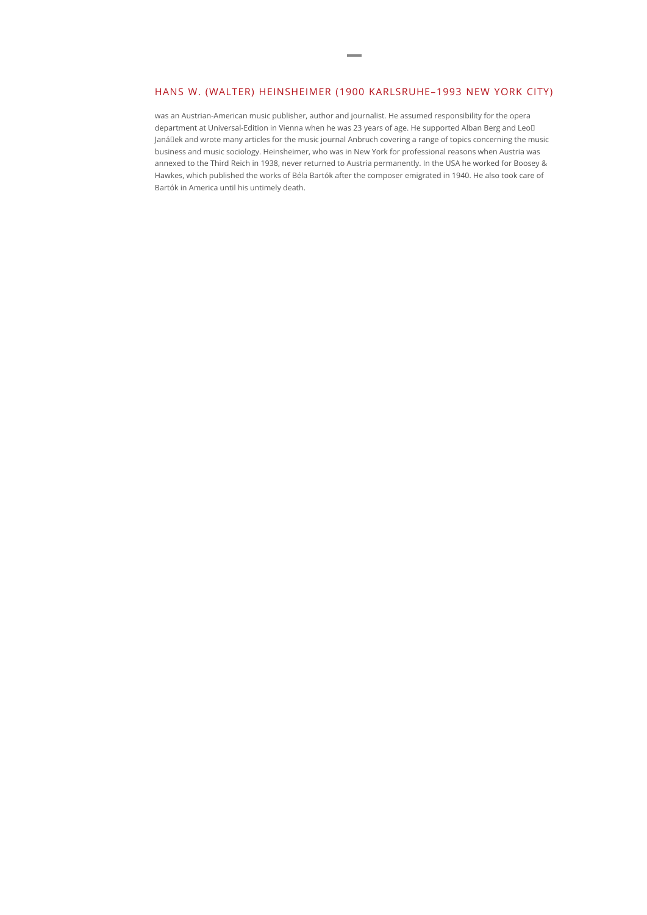## HANS W. (WALTER) HEINSHEIMER (1900 KARLSRUHE–1993 NEW YORK CITY)

was an Austrian-American music publisher, author and journalist. He assumed responsibility for the opera department at Universal-Edition in Vienna when he was 23 years of age. He supported Alban Berg and Leoš Janáček and wrote many articles for the music journal Anbruch covering a range of topics concerning the music business and music sociology. Heinsheimer, who was in New York for professional reasons when Austria was annexed to the Third Reich in 1938, never returned to Austria permanently. In the USA he worked for Boosey & Hawkes, which published the works of Béla Bartók after the composer emigrated in 1940. He also took care of Bartók in America until his untimely death.